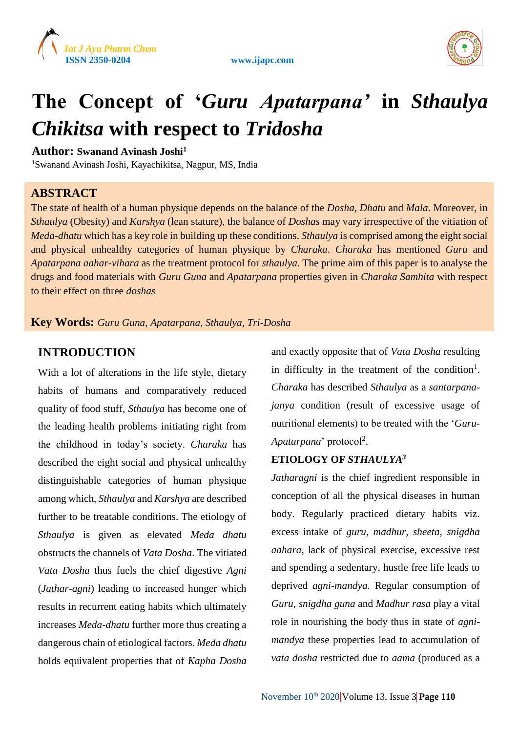# The Concept of '*Guru Apatarpana*' in *Sthaulya Chikitsa* with respect to *Tridosha*

**Author:** **Swanand Avinash Joshi**[1]

[1]Swanand Avinash Joshi, Kayachikitsa, Nagpur, MS, India

## ABSTRACT

The state of health of a human physique depends on the balance of the *Dosha*, *Dhatu* and *Mala*. Moreover, in *Sthaulya* (Obesity) and *Karshya* (lean stature), the balance of *Doshas* may vary irrespective of the vitiation of *Meda-dhatu* which has a key role in building up these conditions. *Sthaulya* is comprised among the eight social and physical unhealthy categories of human physique by *Charaka*. *Charaka* has mentioned *Guru* and *Apatarpana aahar-vihara* as the treatment protocol for *sthaulya*. The prime aim of this paper is to analyse the drugs and food materials with *Guru Guna* and *Apatarpana* properties given in *Charaka Samhita* with respect to their effect on three *doshas*

**Key Words:** *Guru Guna, Apatarpana, Sthaulya, Tri-Dosha*

## INTRODUCTION

With a lot of alterations in the life style, dietary habits of humans and comparatively reduced quality of food stuff, *Sthaulya* has become one of the leading health problems initiating right from the childhood in today's society. *Charaka* has described the eight social and physical unhealthy distinguishable categories of human physique among which, *Sthaulya* and *Karshya* are described further to be treatable conditions. The etiology of *Sthaulya* is given as elevated *Meda dhatu* obstructs the channels of *Vata Dosha*. The vitiated *Vata Dosha* thus fuels the chief digestive *Agni* (*Jathar-agni*) leading to increased hunger which results in recurrent eating habits which ultimately increases *Meda-dhatu* further more thus creating a dangerous chain of etiological factors. *Meda dhatu* holds equivalent properties that of *Kapha Dosha* and exactly opposite that of *Vata Dosha* resulting in difficulty in the treatment of the condition[1]. *Charaka* has described *Sthaulya* as a *santarpana-janya* condition (result of excessive usage of nutritional elements) to be treated with the '*Guru-Apatarpana*' protocol[2].

### ETIOLOGY OF *STHAULYA*[3]

*Jatharagni* is the chief ingredient responsible in conception of all the physical diseases in human body. Regularly practiced dietary habits viz. excess intake of *guru, madhur, sheeta, snigdha aahara*, lack of physical exercise, excessive rest and spending a sedentary, hustle free life leads to deprived *agni-mandya.* Regular consumption of *Guru, snigdha guna* and *Madhur rasa* play a vital role in nourishing the body thus in state of *agni-mandya* these properties lead to accumulation of *vata dosha* restricted due to *aama* (produced as a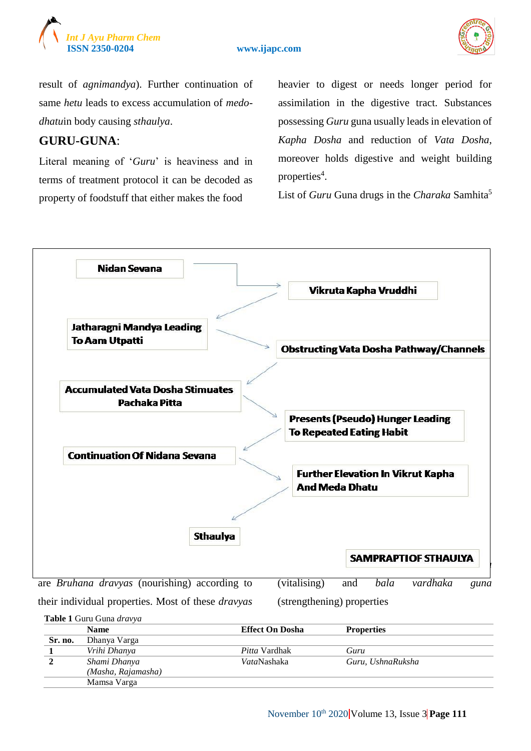result of *agnimandya*). Further continuation of same *hetu* leads to excess accumulation of *medo-dhatu*in body causing *sthaulya*.

## GURU-GUNA:

Literal meaning of '*Guru*' is heaviness and in terms of treatment protocol it can be decoded as property of foodstuff that either makes the food heavier to digest or needs longer period for assimilation in the digestive tract. Substances possessing *Guru* guna usually leads in elevation of *Kapha Dosha* and reduction of *Vata Dosha*, moreover holds digestive and weight building properties[4].

List of *Guru* Guna drugs in the *Charaka* Samhita[5] are *Bruhana dravyas* (nourishing) according to their individual properties. Most of these *dravyas* (vitalising) and *bala vardhaka guna* (strengthening) properties

Nidan Sevana

Vikruta Kapha Vruddhi

Jatharagni Mandya Leading To Aam Utpatti

Obstructing Vata Dosha Pathway/Channels

Accumulated Vata Dosha Stimuates Pachaka Pitta

Presents (Pseudo) Hunger Leading To Repeated Eating Habit

Continuation Of Nidana Sevana

Further Elevation In Vikrut Kapha And Meda Dhatu

Sthaulya

SAMPRAPTIOF STHAULYA

**Table 1** Guru Guna *dravya*

| Sr. no. | Name | Effect On Dosha | Properties |
|---|---|---|---|
| | Dhanya Varga | | |
| 1 | *Vrihi Dhanya* | *Pitta* Vardhak | *Guru* |
| 2 | *Shami Dhanya (Masha, Rajamasha)* | *Vata*Nashaka | *Guru, UshnaRuksha* |
| | Mamsa Varga | | |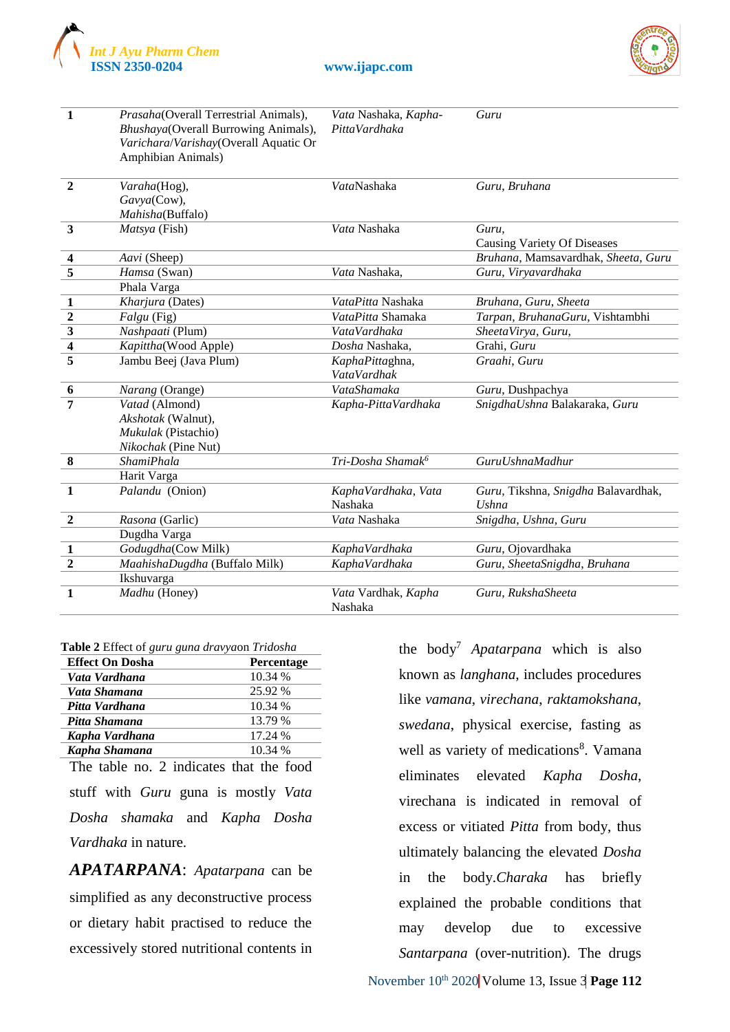| | | | |
|---|---|---|---|
| **1** | *Prasaha*(Overall Terrestrial Animals), *Bhushaya*(Overall Burrowing Animals), *Varichara*/*Varishay*(Overall Aquatic Or Amphibian Animals) | *Vata* Nashaka, *Kapha-PittaVardhaka* | *Guru* |
| **2** | *Varaha*(Hog), *Gavya*(Cow), *Mahisha*(Buffalo) | *Vata*Nashaka | *Guru*, *Bruhana* |
| **3** | *Matsya* (Fish) | *Vata* Nashaka | *Guru*, Causing Variety Of Diseases |
| **4** | *Aavi* (Sheep) | | *Bruhana*, Mamsavardhak, *Sheeta*, *Guru* |
| **5** | *Hamsa* (Swan) | *Vata* Nashaka, | *Guru*, *Viryavardhaka* |
| | Phala Varga | | |
| **1** | *Kharjura* (Dates) | *VataPitta* Nashaka | *Bruhana*, *Guru*, *Sheeta* |
| **2** | *Falgu* (Fig) | *VataPitta* Shamaka | *Tarpan*, *BruhanaGuru*, Vishtambhi |
| **3** | *Nashpaati* (Plum) | *VataVardhaka* | *SheetaVirya*, *Guru*, |
| **4** | *Kapittha*(Wood Apple) | *Dosha* Nashaka, | Grahi, *Guru* |
| **5** | Jambu Beej (Java Plum) | *KaphaPittaghna*, *VataVardhak* | *Graahi*, *Guru* |
| **6** | *Narang* (Orange) | *VataShamaka* | *Guru*, Dushpachya |
| **7** | *Vatad* (Almond) *Akshotak* (Walnut), *Mukulak* (Pistachio) *Nikochak* (Pine Nut) | *Kapha-PittaVardhaka* | *SnigdhaUshna* Balakaraka, *Guru* |
| **8** | *ShamiPhala* | *Tri-Dosha Shamak*[6] | *GuruUshnaMadhur* |
| | Harit Varga | | |
| **1** | *Palandu* (Onion) | *KaphaVardhaka*, *Vata* Nashaka | *Guru*, Tikshna, *Snigdha* Balavardhak, *Ushna* |
| **2** | *Rasona* (Garlic) | *Vata* Nashaka | *Snigdha*, *Ushna*, *Guru* |
| | Dugdha Varga | | |
| **1** | *Godugdha*(Cow Milk) | *KaphaVardhaka* | *Guru*, Ojovardhaka |
| **2** | *MaahishaDugdha* (Buffalo Milk) | *KaphaVardhaka* | *Guru*, *SheetaSnigdha*, *Bruhana* |
| | Ikshuvarga | | |
| **1** | *Madhu* (Honey) | *Vata* Vardhak, *Kapha* Nashaka | *Guru*, *RukshaSheeta* |

**Table 2** Effect of *guru guna dravya*on *Tridosha*

| Effect On Dosha | Percentage |
|---|---|
| ***Vata Vardhana*** | 10.34 % |
| ***Vata Shamana*** | 25.92 % |
| ***Pitta Vardhana*** | 10.34 % |
| ***Pitta Shamana*** | 13.79 % |
| ***Kapha Vardhana*** | 17.24 % |
| ***Kapha Shamana*** | 10.34 % |

The table no. 2 indicates that the food stuff with *Guru* guna is mostly *Vata Dosha shamaka* and *Kapha Dosha Vardhaka* in nature.

***APATARPANA***: *Apatarpana* can be simplified as any deconstructive process or dietary habit practised to reduce the excessively stored nutritional contents in the body[7] *Apatarpana* which is also known as *langhana*, includes procedures like *vamana*, *virechana*, *raktamokshana*, *swedana*, physical exercise, fasting as well as variety of medications[8]. Vamana eliminates elevated *Kapha Dosha*, virechana is indicated in removal of excess or vitiated *Pitta* from body, thus ultimately balancing the elevated *Dosha* in the body.*Charaka* has briefly explained the probable conditions that may develop due to excessive *Santarpana* (over-nutrition). The drugs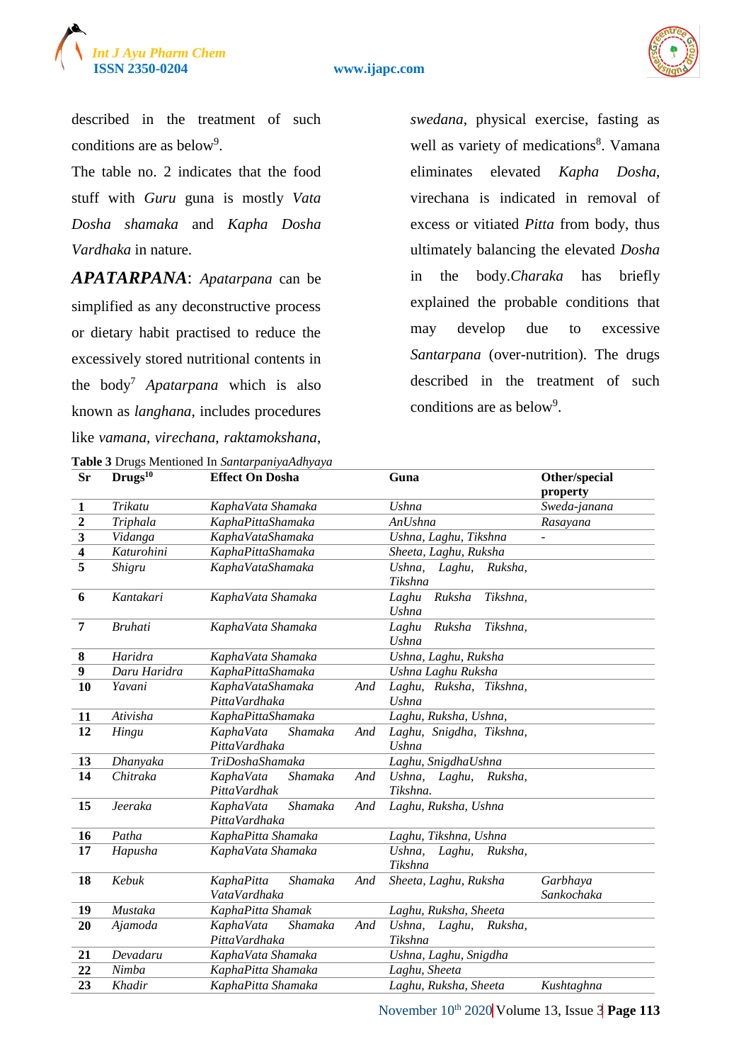described in the treatment of such conditions are as below[9].

The table no. 2 indicates that the food stuff with *Guru* guna is mostly *Vata Dosha shamaka* and *Kapha Dosha Vardhaka* in nature.

***APATARPANA***: *Apatarpana* can be simplified as any deconstructive process or dietary habit practised to reduce the excessively stored nutritional contents in the body[7] *Apatarpana* which is also known as *langhana*, includes procedures like *vamana*, *virechana*, *raktamokshana*, *swedana*, physical exercise, fasting as well as variety of medications[8]. Vamana eliminates elevated *Kapha Dosha*, virechana is indicated in removal of excess or vitiated *Pitta* from body, thus ultimately balancing the elevated *Dosha* in the body.*Charaka* has briefly explained the probable conditions that may develop due to excessive *Santarpana* (over-nutrition). The drugs described in the treatment of such conditions are as below[9].

**Table 3** Drugs Mentioned In *SantarpaniyaAdhyaya*

| Sr | Drugs[10] | Effect On Dosha | Guna | Other/special property |
|---|---|---|---|---|
| 1 | *Trikatu* | *KaphaVata Shamaka* | *Ushna* | *Sweda-janana* |
| 2 | *Triphala* | *KaphaPittaShamaka* | *AnUshna* | *Rasayana* |
| 3 | *Vidanga* | *KaphaVataShamaka* | *Ushna, Laghu, Tikshna* | - |
| 4 | *Katurohini* | *KaphaPittaShamaka* | *Sheeta, Laghu, Ruksha* | |
| 5 | *Shigru* | *KaphaVataShamaka* | *Ushna, Laghu, Ruksha, Tikshna* | |
| 6 | *Kantakari* | *KaphaVata Shamaka* | *Laghu Ruksha Tikshna, Ushna* | |
| 7 | *Bruhati* | *KaphaVata Shamaka* | *Laghu Ruksha Tikshna, Ushna* | |
| 8 | *Haridra* | *KaphaVata Shamaka* | *Ushna, Laghu, Ruksha* | |
| 9 | *Daru Haridra* | *KaphaPittaShamaka* | *Ushna Laghu Ruksha* | |
| 10 | *Yavani* | *KaphaVataShamaka And PittaVardhaka* | *Laghu, Ruksha, Tikshna, Ushna* | |
| 11 | *Ativisha* | *KaphaPittaShamaka* | *Laghu, Ruksha, Ushna,* | |
| 12 | *Hingu* | *KaphaVata Shamaka And PittaVardhaka* | *Laghu, Snigdha, Tikshna, Ushna* | |
| 13 | *Dhanyaka* | *TriDoshaShamaka* | *Laghu, SnigdhaUshna* | |
| 14 | *Chitraka* | *KaphaVata Shamaka And PittaVardhak* | *Ushna, Laghu, Ruksha, Tikshna.* | |
| 15 | *Jeeraka* | *KaphaVata Shamaka And PittaVardhaka* | *Laghu, Ruksha, Ushna* | |
| 16 | *Patha* | *KaphaPitta Shamaka* | *Laghu, Tikshna, Ushna* | |
| 17 | *Hapusha* | *KaphaVata Shamaka* | *Ushna, Laghu, Ruksha, Tikshna* | |
| 18 | *Kebuk* | *KaphaPitta Shamaka And VataVardhaka* | *Sheeta, Laghu, Ruksha* | *Garbhaya Sankochaka* |
| 19 | *Mustaka* | *KaphaPitta Shamak* | *Laghu, Ruksha, Sheeta* | |
| 20 | *Ajamoda* | *KaphaVata Shamaka And PittaVardhaka* | *Ushna, Laghu, Ruksha, Tikshna* | |
| 21 | *Devadaru* | *KaphaVata Shamaka* | *Ushna, Laghu, Snigdha* | |
| 22 | *Nimba* | *KaphaPitta Shamaka* | *Laghu, Sheeta* | |
| 23 | *Khadir* | *KaphaPitta Shamaka* | *Laghu, Ruksha, Sheeta* | *Kushtaghna* |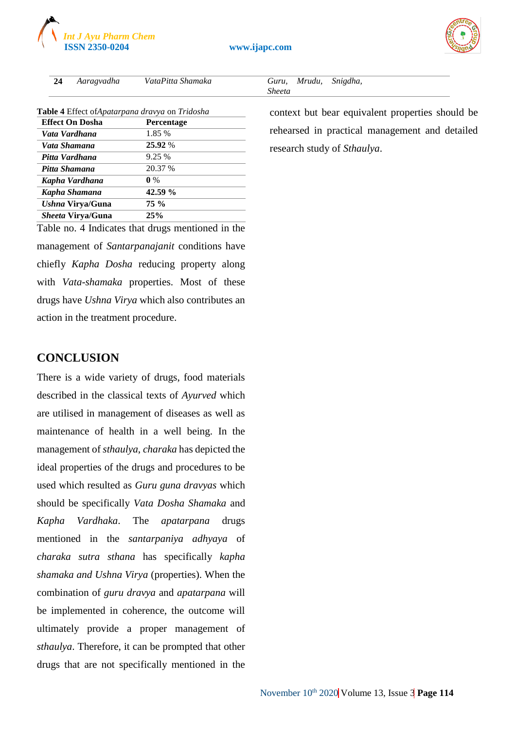| 24 | *Aaragvadha* | *VataPitta Shamaka* | *Guru, Mrudu, Snigdha, Sheeta* |
|---|---|---|---|

**Table 4** Effect of*Apatarpana dravya* on *Tridosha*

| **Effect On Dosha** | **Percentage** |
|---|---|
| ***Vata Vardhana*** | 1.85 % |
| ***Vata Shamana*** | **25.92** % |
| ***Pitta Vardhana*** | 9.25 % |
| ***Pitta Shamana*** | 20.37 % |
| ***Kapha Vardhana*** | **0** % |
| ***Kapha Shamana*** | **42.59 %** |
| ***Ushna* Virya/Guna** | **75 %** |
| ***Sheeta* Virya/Guna** | **25%** |

Table no. 4 Indicates that drugs mentioned in the management of *Santarpanajanit* conditions have chiefly *Kapha Dosha* reducing property along with *Vata-shamaka* properties. Most of these drugs have *Ushna Virya* which also contributes an action in the treatment procedure.

## CONCLUSION

There is a wide variety of drugs, food materials described in the classical texts of *Ayurved* which are utilised in management of diseases as well as maintenance of health in a well being. In the management of *sthaulya*, *charaka* has depicted the ideal properties of the drugs and procedures to be used which resulted as *Guru guna dravyas* which should be specifically *Vata Dosha Shamaka* and *Kapha Vardhaka*. The *apatarpana* drugs mentioned in the *santarpaniya adhyaya* of *charaka sutra sthana* has specifically *kapha shamaka and Ushna Virya* (properties). When the combination of *guru dravya* and *apatarpana* will be implemented in coherence, the outcome will ultimately provide a proper management of *sthaulya*. Therefore, it can be prompted that other drugs that are not specifically mentioned in the context but bear equivalent properties should be rehearsed in practical management and detailed research study of *Sthaulya*.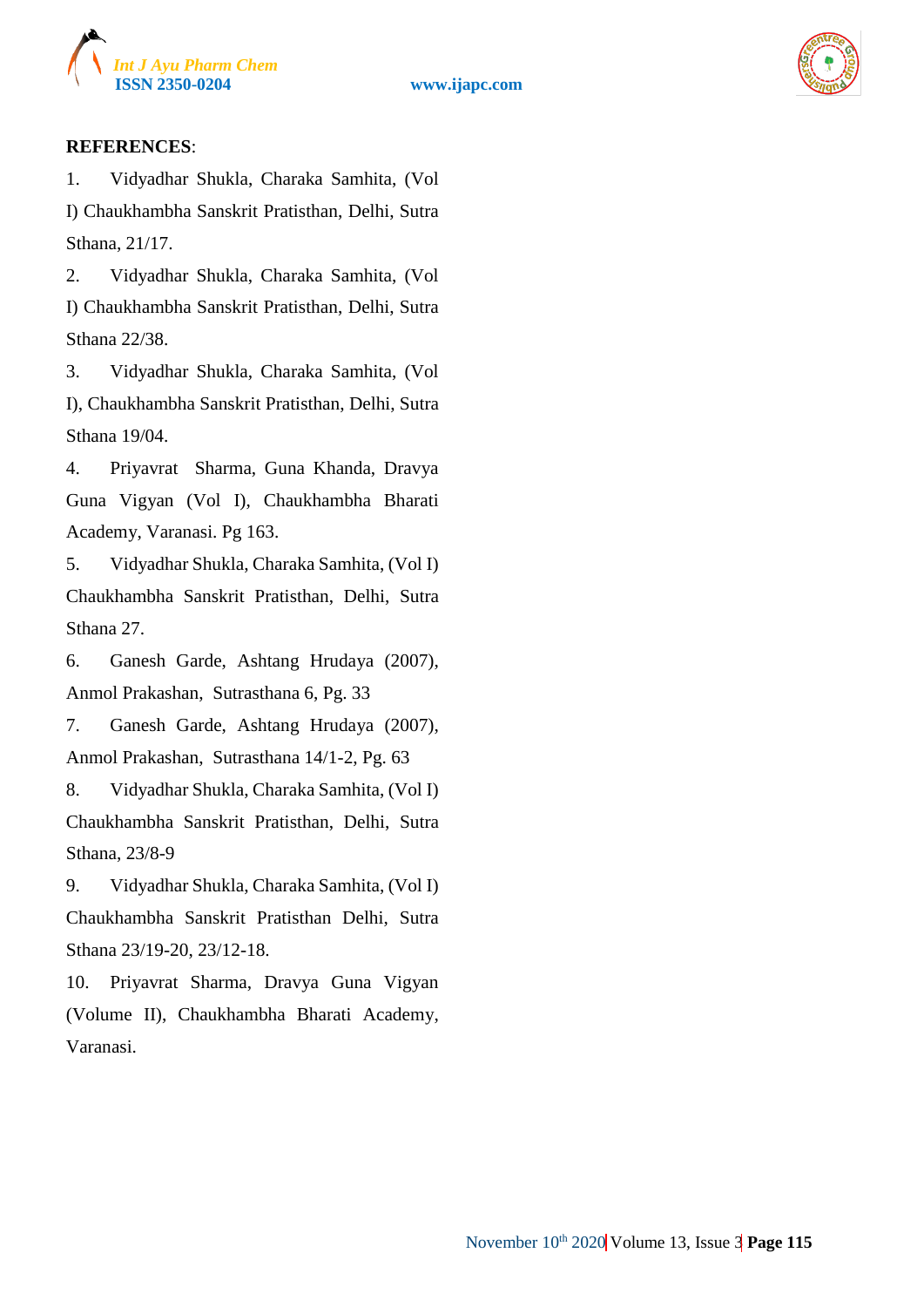**REFERENCES**:

1. Vidyadhar Shukla, Charaka Samhita, (Vol I) Chaukhambha Sanskrit Pratisthan, Delhi, Sutra Sthana, 21/17.
2. Vidyadhar Shukla, Charaka Samhita, (Vol I) Chaukhambha Sanskrit Pratisthan, Delhi, Sutra Sthana 22/38.
3. Vidyadhar Shukla, Charaka Samhita, (Vol I), Chaukhambha Sanskrit Pratisthan, Delhi, Sutra Sthana 19/04.
4. Priyavrat Sharma, Guna Khanda, Dravya Guna Vigyan (Vol I), Chaukhambha Bharati Academy, Varanasi. Pg 163.
5. Vidyadhar Shukla, Charaka Samhita, (Vol I) Chaukhambha Sanskrit Pratisthan, Delhi, Sutra Sthana 27.
6. Ganesh Garde, Ashtang Hrudaya (2007), Anmol Prakashan, Sutrasthana 6, Pg. 33
7. Ganesh Garde, Ashtang Hrudaya (2007), Anmol Prakashan, Sutrasthana 14/1-2, Pg. 63
8. Vidyadhar Shukla, Charaka Samhita, (Vol I) Chaukhambha Sanskrit Pratisthan, Delhi, Sutra Sthana, 23/8-9
9. Vidyadhar Shukla, Charaka Samhita, (Vol I) Chaukhambha Sanskrit Pratisthan Delhi, Sutra Sthana 23/19-20, 23/12-18.
10. Priyavrat Sharma, Dravya Guna Vigyan (Volume II), Chaukhambha Bharati Academy, Varanasi.